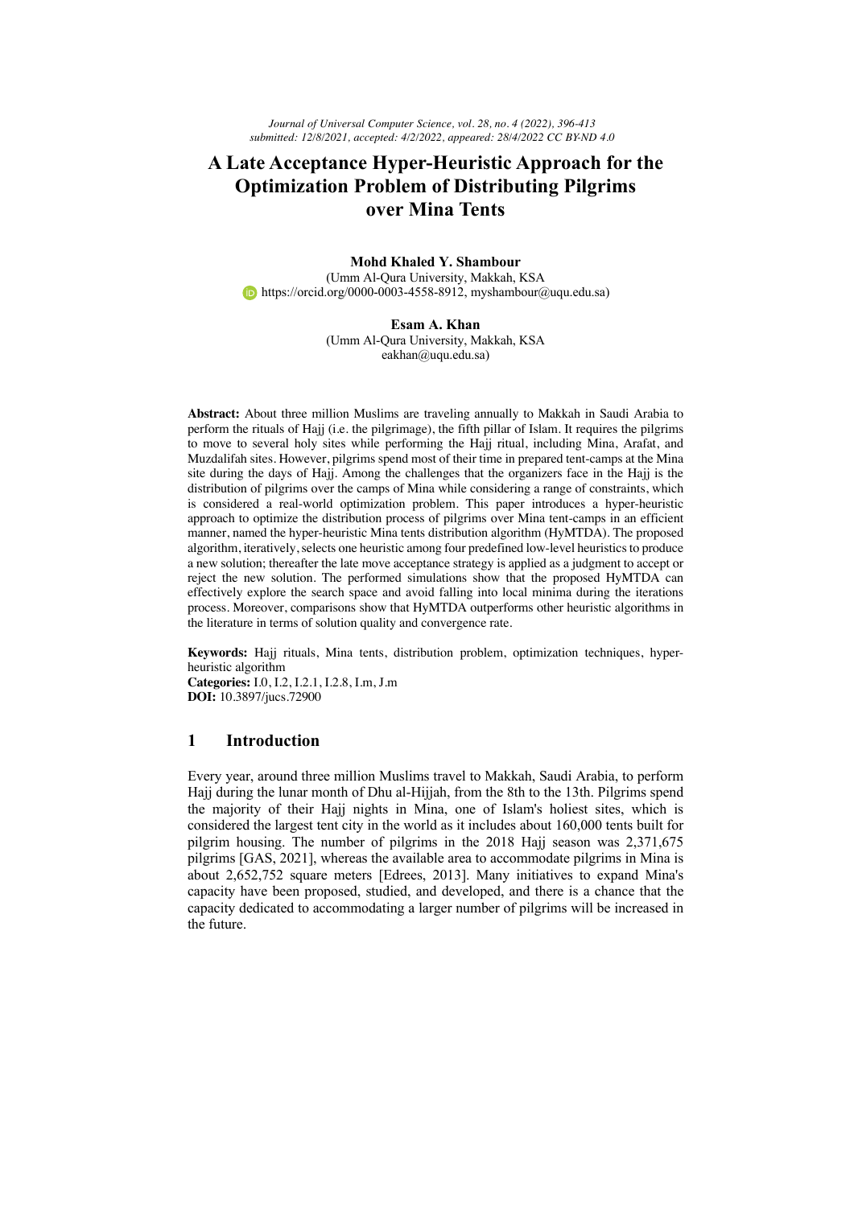# A Late Acceptance Hyper-Heuristic Approach for the Optimization Problem of Distributing Pilgrims over Mina Tents

**Mohd Khaled Y. Shambour**
(Umm Al-Qura University, Makkah, KSA
https://orcid.org/0000-0003-4558-8912, myshambour@uqu.edu.sa)

**Esam A. Khan**
(Umm Al-Qura University, Makkah, KSA
eakhan@uqu.edu.sa)

**Abstract:** About three million Muslims are traveling annually to Makkah in Saudi Arabia to perform the rituals of Hajj (i.e. the pilgrimage), the fifth pillar of Islam. It requires the pilgrims to move to several holy sites while performing the Hajj ritual, including Mina, Arafat, and Muzdalifah sites. However, pilgrims spend most of their time in prepared tent-camps at the Mina site during the days of Hajj. Among the challenges that the organizers face in the Hajj is the distribution of pilgrims over the camps of Mina while considering a range of constraints, which is considered a real-world optimization problem. This paper introduces a hyper-heuristic approach to optimize the distribution process of pilgrims over Mina tent-camps in an efficient manner, named the hyper-heuristic Mina tents distribution algorithm (HyMTDA). The proposed algorithm, iteratively, selects one heuristic among four predefined low-level heuristics to produce a new solution; thereafter the late move acceptance strategy is applied as a judgment to accept or reject the new solution. The performed simulations show that the proposed HyMTDA can effectively explore the search space and avoid falling into local minima during the iterations process. Moreover, comparisons show that HyMTDA outperforms other heuristic algorithms in the literature in terms of solution quality and convergence rate.

**Keywords:** Hajj rituals, Mina tents, distribution problem, optimization techniques, hyper-heuristic algorithm
**Categories:** I.0, I.2, I.2.1, I.2.8, I.m, J.m
**DOI:** 10.3897/jucs.72900

## 1 Introduction

Every year, around three million Muslims travel to Makkah, Saudi Arabia, to perform Hajj during the lunar month of Dhu al-Hijjah, from the 8th to the 13th. Pilgrims spend the majority of their Hajj nights in Mina, one of Islam's holiest sites, which is considered the largest tent city in the world as it includes about 160,000 tents built for pilgrim housing. The number of pilgrims in the 2018 Hajj season was 2,371,675 pilgrims [GAS, 2021], whereas the available area to accommodate pilgrims in Mina is about 2,652,752 square meters [Edrees, 2013]. Many initiatives to expand Mina's capacity have been proposed, studied, and developed, and there is a chance that the capacity dedicated to accommodating a larger number of pilgrims will be increased in the future.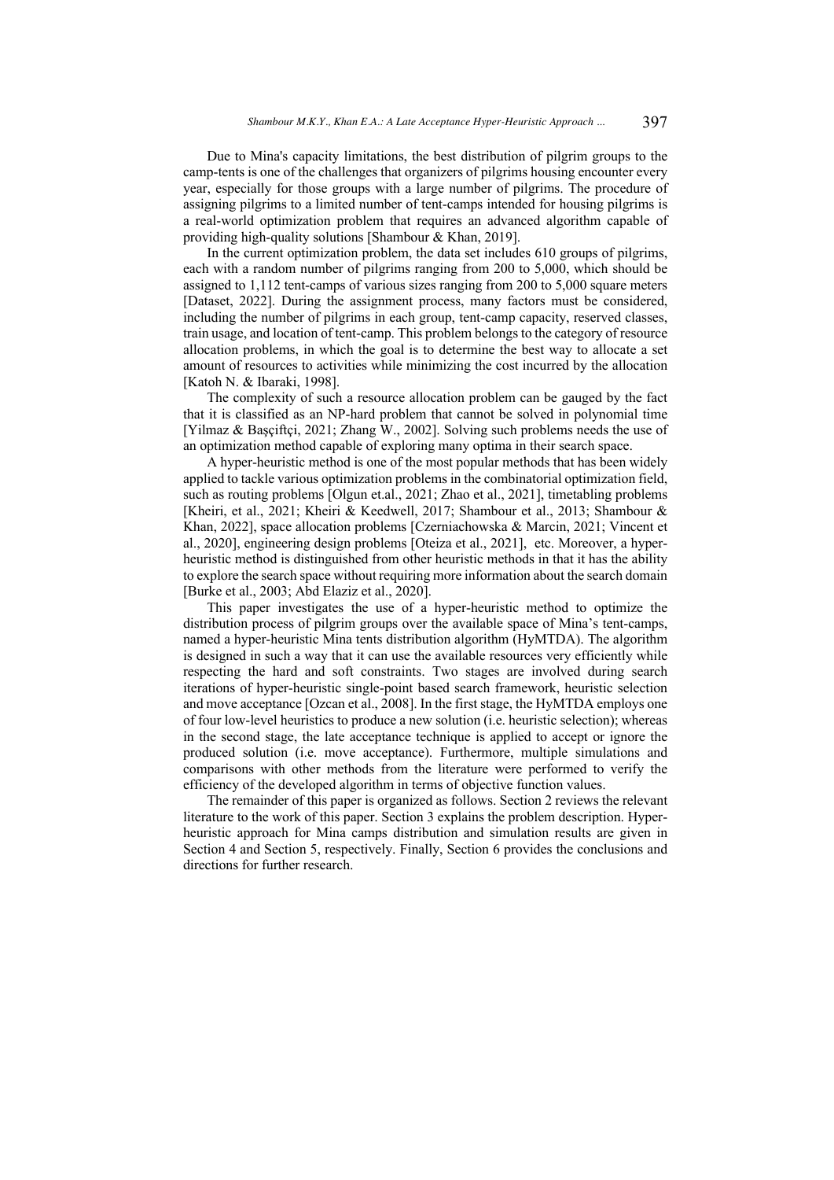Due to Mina's capacity limitations, the best distribution of pilgrim groups to the camp-tents is one of the challenges that organizers of pilgrims housing encounter every year, especially for those groups with a large number of pilgrims. The procedure of assigning pilgrims to a limited number of tent-camps intended for housing pilgrims is a real-world optimization problem that requires an advanced algorithm capable of providing high-quality solutions [Shambour & Khan, 2019].

In the current optimization problem, the data set includes 610 groups of pilgrims, each with a random number of pilgrims ranging from 200 to 5,000, which should be assigned to 1,112 tent-camps of various sizes ranging from 200 to 5,000 square meters [Dataset, 2022]. During the assignment process, many factors must be considered, including the number of pilgrims in each group, tent-camp capacity, reserved classes, train usage, and location of tent-camp. This problem belongs to the category of resource allocation problems, in which the goal is to determine the best way to allocate a set amount of resources to activities while minimizing the cost incurred by the allocation [Katoh N. & Ibaraki, 1998].

The complexity of such a resource allocation problem can be gauged by the fact that it is classified as an NP-hard problem that cannot be solved in polynomial time [Yilmaz & Başçiftçi, 2021; Zhang W., 2002]. Solving such problems needs the use of an optimization method capable of exploring many optima in their search space.

A hyper-heuristic method is one of the most popular methods that has been widely applied to tackle various optimization problems in the combinatorial optimization field, such as routing problems [Olgun et.al., 2021; Zhao et al., 2021], timetabling problems [Kheiri, et al., 2021; Kheiri & Keedwell, 2017; Shambour et al., 2013; Shambour & Khan, 2022], space allocation problems [Czerniachowska & Marcin, 2021; Vincent et al., 2020], engineering design problems [Oteiza et al., 2021], etc. Moreover, a hyper-heuristic method is distinguished from other heuristic methods in that it has the ability to explore the search space without requiring more information about the search domain [Burke et al., 2003; Abd Elaziz et al., 2020].

This paper investigates the use of a hyper-heuristic method to optimize the distribution process of pilgrim groups over the available space of Mina's tent-camps, named a hyper-heuristic Mina tents distribution algorithm (HyMTDA). The algorithm is designed in such a way that it can use the available resources very efficiently while respecting the hard and soft constraints. Two stages are involved during search iterations of hyper-heuristic single-point based search framework, heuristic selection and move acceptance [Ozcan et al., 2008]. In the first stage, the HyMTDA employs one of four low-level heuristics to produce a new solution (i.e. heuristic selection); whereas in the second stage, the late acceptance technique is applied to accept or ignore the produced solution (i.e. move acceptance). Furthermore, multiple simulations and comparisons with other methods from the literature were performed to verify the efficiency of the developed algorithm in terms of objective function values.

The remainder of this paper is organized as follows. Section 2 reviews the relevant literature to the work of this paper. Section 3 explains the problem description. Hyper-heuristic approach for Mina camps distribution and simulation results are given in Section 4 and Section 5, respectively. Finally, Section 6 provides the conclusions and directions for further research.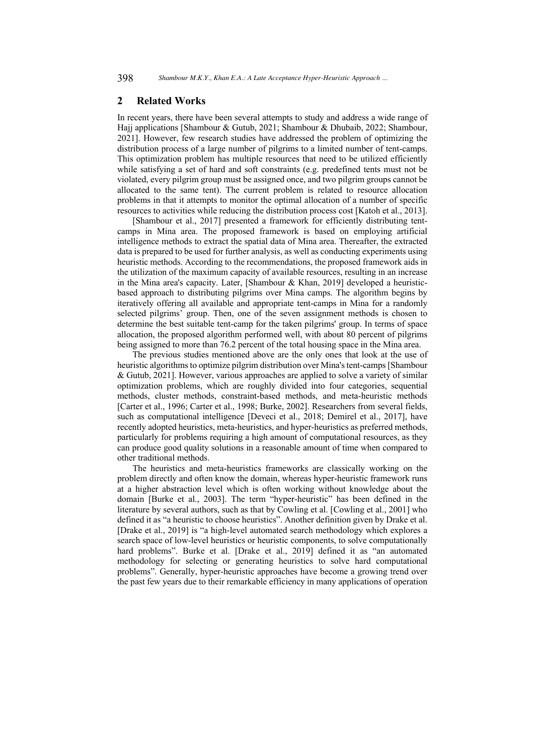## 2 Related Works

In recent years, there have been several attempts to study and address a wide range of Hajj applications [Shambour & Gutub, 2021; Shambour & Dhubaib, 2022; Shambour, 2021]. However, few research studies have addressed the problem of optimizing the distribution process of a large number of pilgrims to a limited number of tent-camps. This optimization problem has multiple resources that need to be utilized efficiently while satisfying a set of hard and soft constraints (e.g. predefined tents must not be violated, every pilgrim group must be assigned once, and two pilgrim groups cannot be allocated to the same tent). The current problem is related to resource allocation problems in that it attempts to monitor the optimal allocation of a number of specific resources to activities while reducing the distribution process cost [Katoh et al., 2013].

[Shambour et al., 2017] presented a framework for efficiently distributing tent-camps in Mina area. The proposed framework is based on employing artificial intelligence methods to extract the spatial data of Mina area. Thereafter, the extracted data is prepared to be used for further analysis, as well as conducting experiments using heuristic methods. According to the recommendations, the proposed framework aids in the utilization of the maximum capacity of available resources, resulting in an increase in the Mina area's capacity. Later, [Shambour & Khan, 2019] developed a heuristic-based approach to distributing pilgrims over Mina camps. The algorithm begins by iteratively offering all available and appropriate tent-camps in Mina for a randomly selected pilgrims' group. Then, one of the seven assignment methods is chosen to determine the best suitable tent-camp for the taken pilgrims' group. In terms of space allocation, the proposed algorithm performed well, with about 80 percent of pilgrims being assigned to more than 76.2 percent of the total housing space in the Mina area.

The previous studies mentioned above are the only ones that look at the use of heuristic algorithms to optimize pilgrim distribution over Mina's tent-camps [Shambour & Gutub, 2021]. However, various approaches are applied to solve a variety of similar optimization problems, which are roughly divided into four categories, sequential methods, cluster methods, constraint-based methods, and meta-heuristic methods [Carter et al., 1996; Carter et al., 1998; Burke, 2002]. Researchers from several fields, such as computational intelligence [Deveci et al., 2018; Demirel et al., 2017], have recently adopted heuristics, meta-heuristics, and hyper-heuristics as preferred methods, particularly for problems requiring a high amount of computational resources, as they can produce good quality solutions in a reasonable amount of time when compared to other traditional methods.

The heuristics and meta-heuristics frameworks are classically working on the problem directly and often know the domain, whereas hyper-heuristic framework runs at a higher abstraction level which is often working without knowledge about the domain [Burke et al., 2003]. The term "hyper-heuristic" has been defined in the literature by several authors, such as that by Cowling et al. [Cowling et al., 2001] who defined it as "a heuristic to choose heuristics". Another definition given by Drake et al. [Drake et al., 2019] is "a high-level automated search methodology which explores a search space of low-level heuristics or heuristic components, to solve computationally hard problems". Burke et al. [Drake et al., 2019] defined it as "an automated methodology for selecting or generating heuristics to solve hard computational problems". Generally, hyper-heuristic approaches have become a growing trend over the past few years due to their remarkable efficiency in many applications of operation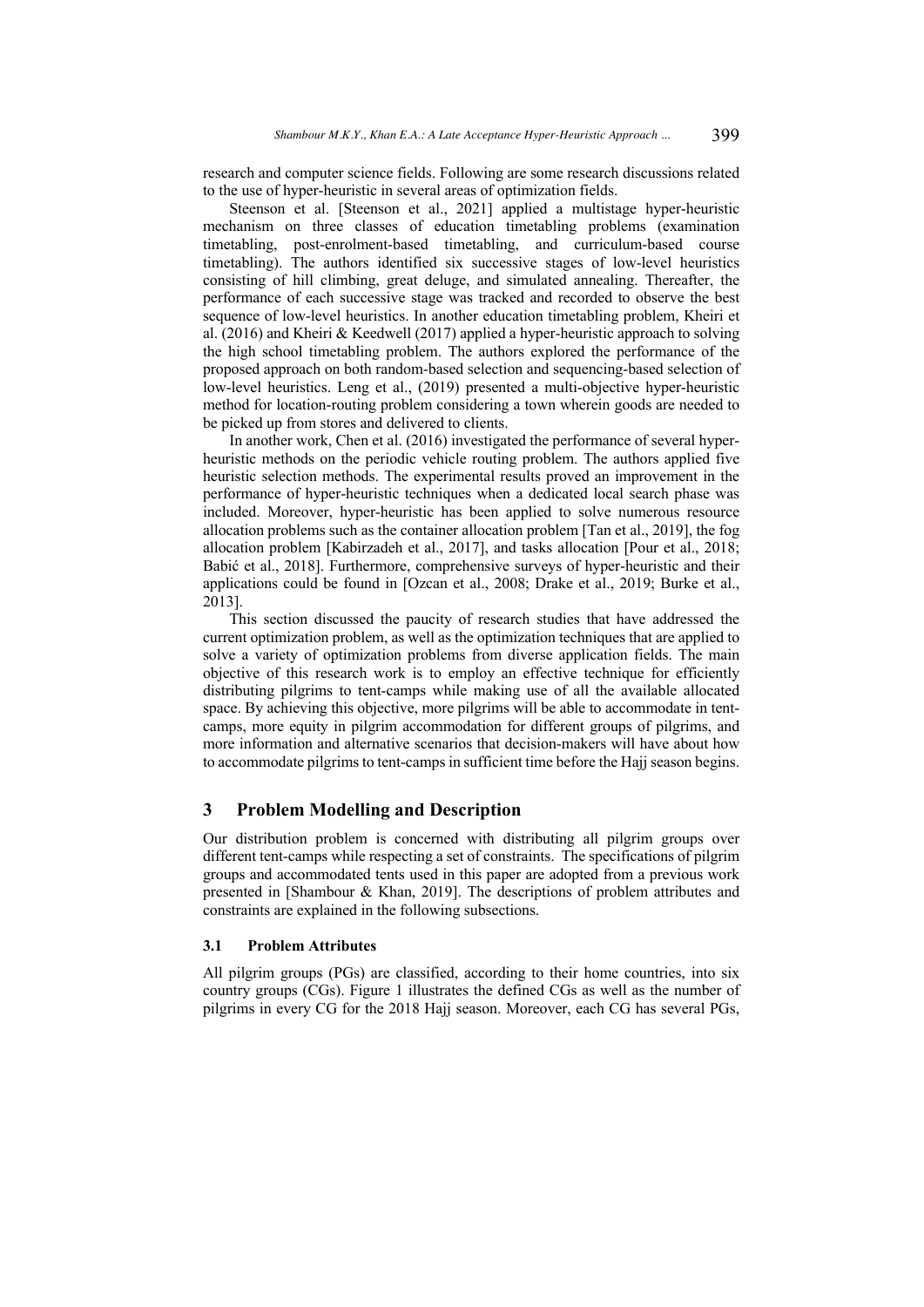research and computer science fields. Following are some research discussions related to the use of hyper-heuristic in several areas of optimization fields.

Steenson et al. [Steenson et al., 2021] applied a multistage hyper-heuristic mechanism on three classes of education timetabling problems (examination timetabling, post-enrolment-based timetabling, and curriculum-based course timetabling). The authors identified six successive stages of low-level heuristics consisting of hill climbing, great deluge, and simulated annealing. Thereafter, the performance of each successive stage was tracked and recorded to observe the best sequence of low-level heuristics. In another education timetabling problem, Kheiri et al. (2016) and Kheiri & Keedwell (2017) applied a hyper-heuristic approach to solving the high school timetabling problem. The authors explored the performance of the proposed approach on both random-based selection and sequencing-based selection of low-level heuristics. Leng et al., (2019) presented a multi-objective hyper-heuristic method for location-routing problem considering a town wherein goods are needed to be picked up from stores and delivered to clients.

In another work, Chen et al. (2016) investigated the performance of several hyper-heuristic methods on the periodic vehicle routing problem. The authors applied five heuristic selection methods. The experimental results proved an improvement in the performance of hyper-heuristic techniques when a dedicated local search phase was included. Moreover, hyper-heuristic has been applied to solve numerous resource allocation problems such as the container allocation problem [Tan et al., 2019], the fog allocation problem [Kabirzadeh et al., 2017], and tasks allocation [Pour et al., 2018; Babić et al., 2018]. Furthermore, comprehensive surveys of hyper-heuristic and their applications could be found in [Ozcan et al., 2008; Drake et al., 2019; Burke et al., 2013].

This section discussed the paucity of research studies that have addressed the current optimization problem, as well as the optimization techniques that are applied to solve a variety of optimization problems from diverse application fields. The main objective of this research work is to employ an effective technique for efficiently distributing pilgrims to tent-camps while making use of all the available allocated space. By achieving this objective, more pilgrims will be able to accommodate in tent-camps, more equity in pilgrim accommodation for different groups of pilgrims, and more information and alternative scenarios that decision-makers will have about how to accommodate pilgrims to tent-camps in sufficient time before the Hajj season begins.

## 3 Problem Modelling and Description

Our distribution problem is concerned with distributing all pilgrim groups over different tent-camps while respecting a set of constraints. The specifications of pilgrim groups and accommodated tents used in this paper are adopted from a previous work presented in [Shambour & Khan, 2019]. The descriptions of problem attributes and constraints are explained in the following subsections.

### 3.1 Problem Attributes

All pilgrim groups (PGs) are classified, according to their home countries, into six country groups (CGs). Figure 1 illustrates the defined CGs as well as the number of pilgrims in every CG for the 2018 Hajj season. Moreover, each CG has several PGs,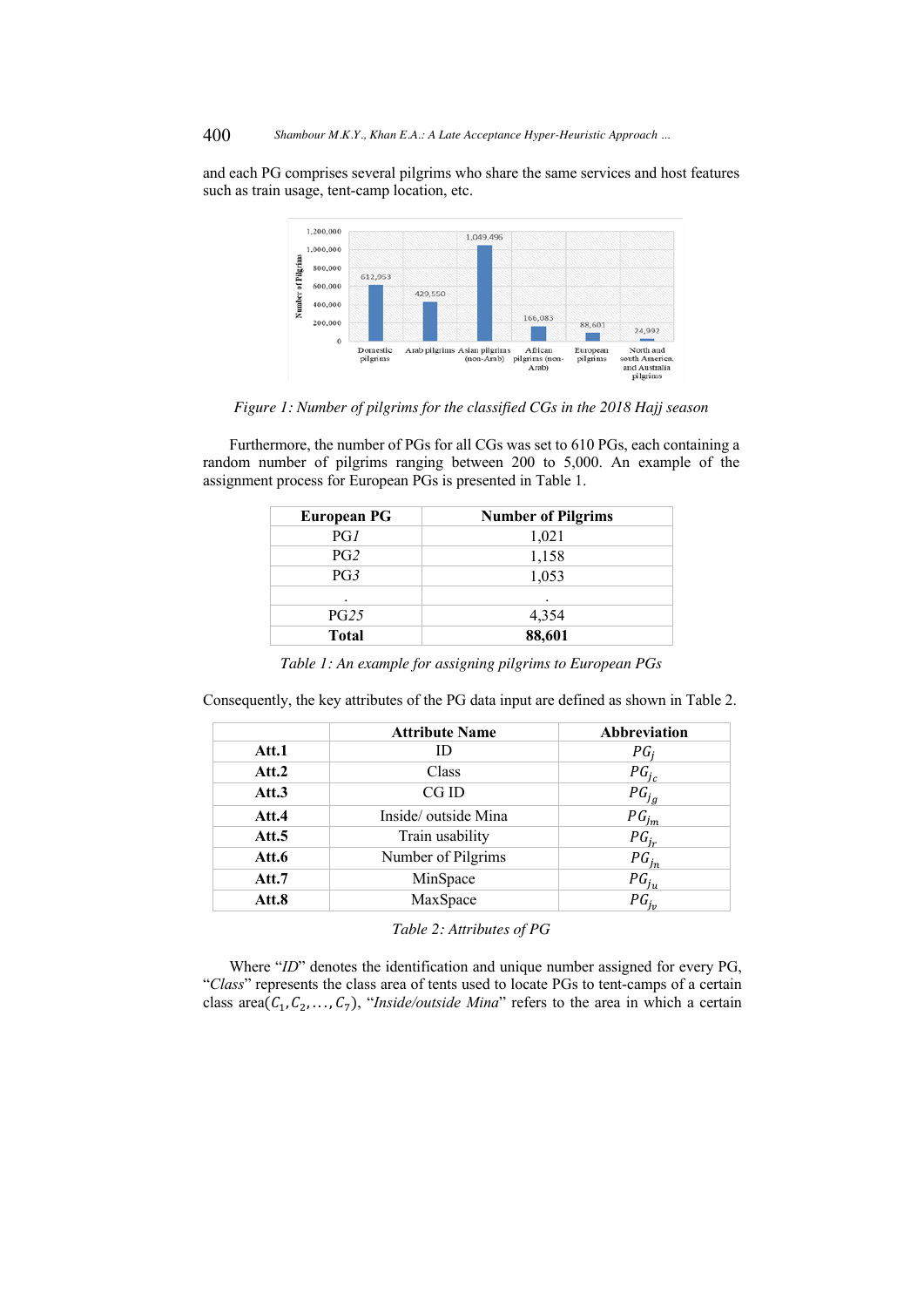and each PG comprises several pilgrims who share the same services and host features such as train usage, tent-camp location, etc.

Figure 1: Number of pilgrims for the classified CGs in the 2018 Hajj season

Furthermore, the number of PGs for all CGs was set to 610 PGs, each containing a random number of pilgrims ranging between 200 to 5,000. An example of the assignment process for European PGs is presented in Table 1.

| European PG | Number of Pilgrims |
|---|---|
| PG*1* | 1,021 |
| PG*2* | 1,158 |
| PG*3* | 1,053 |
| . | . |
| PG*25* | 4,354 |
| **Total** | **88,601** |

*Table 1: An example for assigning pilgrims to European PGs*

Consequently, the key attributes of the PG data input are defined as shown in Table 2.

| | Attribute Name | Abbreviation |
|---|---|---|
| **Att.1** | ID | $PG_j$ |
| **Att.2** | Class | $PG_{j_c}$ |
| **Att.3** | CG ID | $PG_{j_g}$ |
| **Att.4** | Inside/ outside Mina | $PG_{j_m}$ |
| **Att.5** | Train usability | $PG_{j_r}$ |
| **Att.6** | Number of Pilgrims | $PG_{j_n}$ |
| **Att.7** | MinSpace | $PG_{j_u}$ |
| **Att.8** | MaxSpace | $PG_{j_v}$ |

*Table 2: Attributes of PG*

Where "*ID*" denotes the identification and unique number assigned for every PG, "*Class*" represents the class area of tents used to locate PGs to tent-camps of a certain class area($C_1, C_2, \ldots, C_7$), "*Inside/outside Mina*" refers to the area in which a certain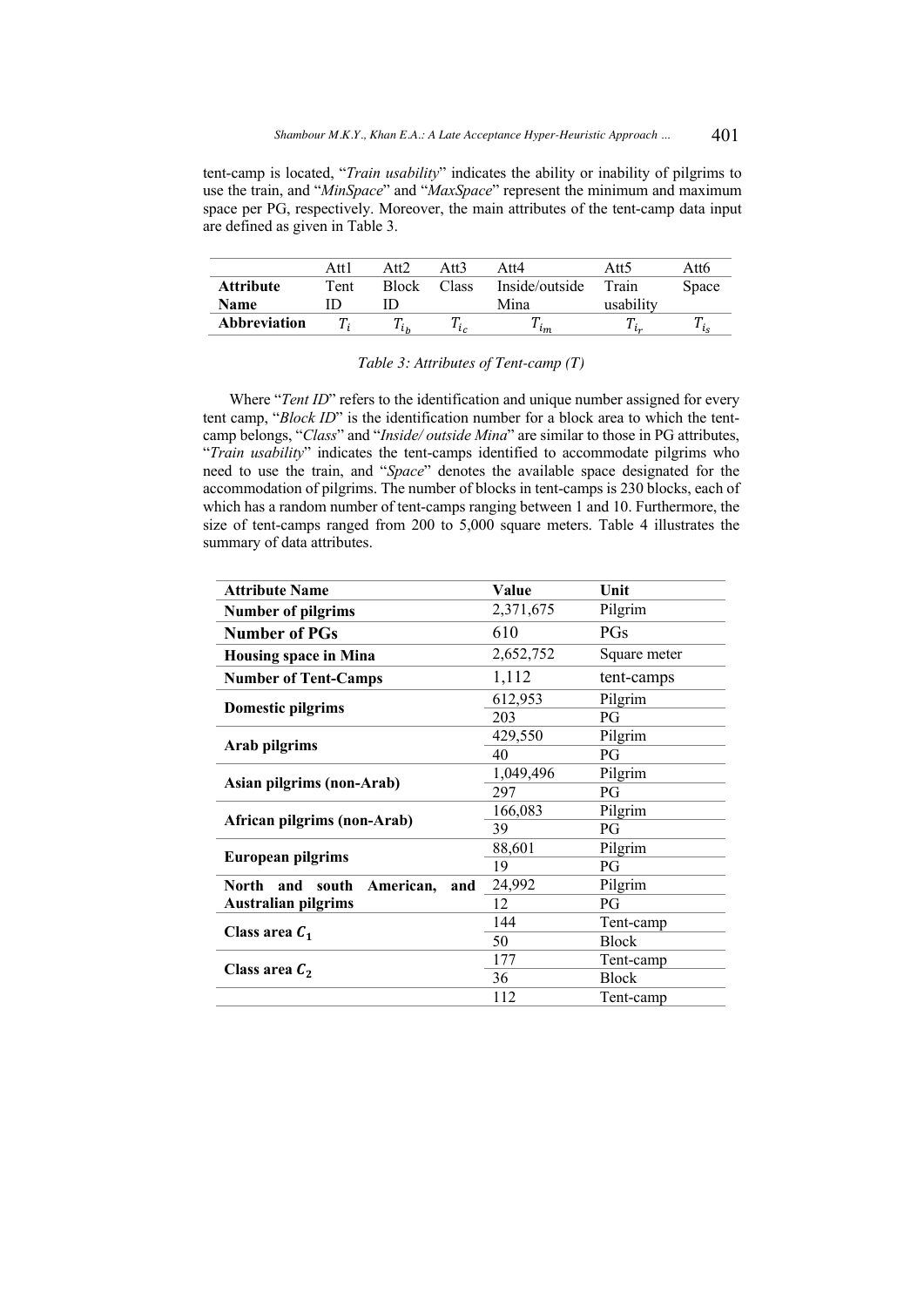tent-camp is located, "*Train usability*" indicates the ability or inability of pilgrims to use the train, and "*MinSpace*" and "*MaxSpace*" represent the minimum and maximum space per PG, respectively. Moreover, the main attributes of the tent-camp data input are defined as given in Table 3.

| | Att1 | Att2 | Att3 | Att4 | Att5 | Att6 |
|---|---|---|---|---|---|---|
| **Attribute Name** | Tent ID | Block ID | Class | Inside/outside Mina | Train usability | Space |
| **Abbreviation** | $T_i$ | $T_{i_b}$ | $T_{i_c}$ | $T_{i_m}$ | $T_{i_r}$ | $T_{i_s}$ |

*Table 3: Attributes of Tent-camp (T)*

Where "*Tent ID*" refers to the identification and unique number assigned for every tent camp, "*Block ID*" is the identification number for a block area to which the tent-camp belongs, "*Class*" and "*Inside/ outside Mina*" are similar to those in PG attributes, "*Train usability*" indicates the tent-camps identified to accommodate pilgrims who need to use the train, and "*Space*" denotes the available space designated for the accommodation of pilgrims. The number of blocks in tent-camps is 230 blocks, each of which has a random number of tent-camps ranging between 1 and 10. Furthermore, the size of tent-camps ranged from 200 to 5,000 square meters. Table 4 illustrates the summary of data attributes.

| Attribute Name | Value | Unit |
|---|---|---|
| **Number of pilgrims** | 2,371,675 | Pilgrim |
| **Number of PGs** | 610 | PGs |
| **Housing space in Mina** | 2,652,752 | Square meter |
| **Number of Tent-Camps** | 1,112 | tent-camps |
| **Domestic pilgrims** | 612,953 | Pilgrim |
| | 203 | PG |
| **Arab pilgrims** | 429,550 | Pilgrim |
| | 40 | PG |
| **Asian pilgrims (non-Arab)** | 1,049,496 | Pilgrim |
| | 297 | PG |
| **African pilgrims (non-Arab)** | 166,083 | Pilgrim |
| | 39 | PG |
| **European pilgrims** | 88,601 | Pilgrim |
| | 19 | PG |
| **North and south American, and Australian pilgrims** | 24,992 | Pilgrim |
| | 12 | PG |
| **Class area $C_1$** | 144 | Tent-camp |
| | 50 | Block |
| **Class area $C_2$** | 177 | Tent-camp |
| | 36 | Block |
| | 112 | Tent-camp |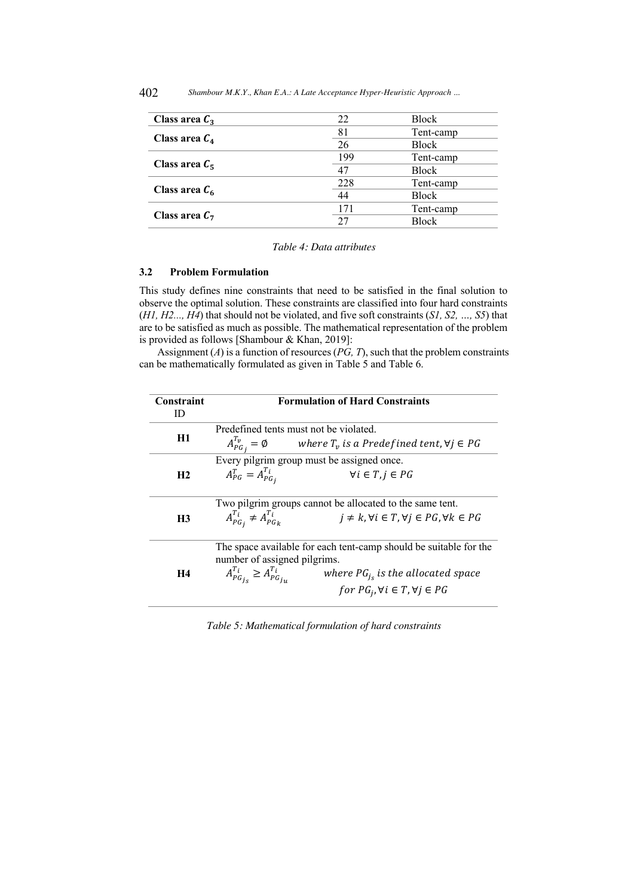| Class area $C_3$ | 22 | Block |
|---|---|---|
| Class area $C_4$ | 81 | Tent-camp |
| | 26 | Block |
| Class area $C_5$ | 199 | Tent-camp |
| | 47 | Block |
| Class area $C_6$ | 228 | Tent-camp |
| | 44 | Block |
| Class area $C_7$ | 171 | Tent-camp |
| | 27 | Block |

*Table 4: Data attributes*

### 3.2 Problem Formulation

This study defines nine constraints that need to be satisfied in the final solution to observe the optimal solution. These constraints are classified into four hard constraints (*H1, H2..., H4*) that should not be violated, and five soft constraints (*S1, S2, …, S5*) that are to be satisfied as much as possible. The mathematical representation of the problem is provided as follows [Shambour & Khan, 2019]:

Assignment (*A*) is a function of resources (*PG, T*), such that the problem constraints can be mathematically formulated as given in Table 5 and Table 6.

| Constraint ID | Formulation of Hard Constraints |
|---|---|
| **H1** | Predefined tents must not be violated. <br> $A_{PG_j}^{T_v} = \emptyset \quad where\ T_v\ is\ a\ Predefined\ tent, \forall j \in PG$ |
| **H2** | Every pilgrim group must be assigned once. <br> $A_{PG}^{T} = A_{PG_j}^{T_i} \quad \forall i \in T, j \in PG$ |
| **H3** | Two pilgrim groups cannot be allocated to the same tent. <br> $A_{PG_j}^{T_i} \neq A_{PG_k}^{T_i} \quad j \neq k, \forall i \in T, \forall j \in PG, \forall k \in PG$ |
| **H4** | The space available for each tent-camp should be suitable for the number of assigned pilgrims. <br> $A_{PG_{j_s}}^{T_i} \geq A_{PG_{j_u}}^{T_i} \quad where\ PG_{j_s}\ is\ the\ allocated\ space\ for\ PG_j, \forall i \in T, \forall j \in PG$ |

*Table 5: Mathematical formulation of hard constraints*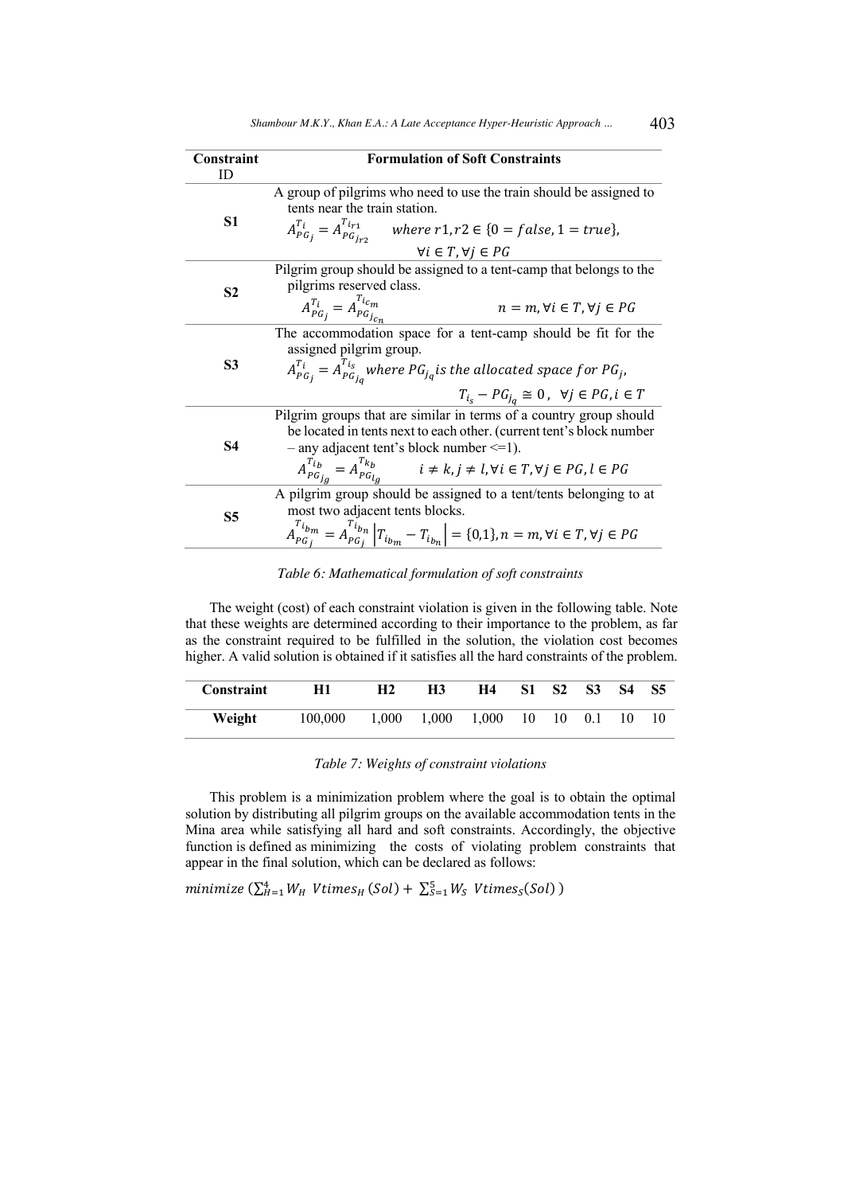| Constraint ID | Formulation of Soft Constraints |
|---|---|
| **S1** | A group of pilgrims who need to use the train should be assigned to tents near the train station. $A_{PG_j}^{T_i} = A_{PG_{j_{r2}}}^{T_{i_{r1}}}$ $\quad where\ r1, r2 \in \{0 = false, 1 = true\},$ $\forall i \in T, \forall j \in PG$ |
| **S2** | Pilgrim group should be assigned to a tent-camp that belongs to the pilgrims reserved class. $A_{PG_j}^{T_i} = A_{PG_{j_{c_n}}}^{T_{i_{c_m}}}$ $\quad n = m, \forall i \in T, \forall j \in PG$ |
| **S3** | The accommodation space for a tent-camp should be fit for the assigned pilgrim group. $A_{PG_j}^{T_i} = A_{PG_{j_q}}^{T_{i_s}}$ $where\ PG_{j_q} is\ the\ allocated\ space\ for\ PG_j,$ $T_{i_s} - PG_{j_q} \cong 0,\ \ \forall j \in PG, i \in T$ |
| **S4** | Pilgrim groups that are similar in terms of a country group should be located in tents next to each other. (current tent's block number – any adjacent tent's block number <=1). $A_{PG_{j_g}}^{T_{i_b}} = A_{PG_{l_g}}^{T_{k_b}}$ $\quad i \neq k, j \neq l, \forall i \in T, \forall j \in PG, l \in PG$ |
| **S5** | A pilgrim group should be assigned to a tent/tents belonging to at most two adjacent tents blocks. $A_{PG_j}^{T_{i_{b_m}}} = A_{PG_j}^{T_{i_{b_n}}} \left\| T_{i_{b_m}} - T_{i_{b_n}} \right\| = \{0,1\}, n = m, \forall i \in T, \forall j \in PG$ |

*Table 6: Mathematical formulation of soft constraints*

The weight (cost) of each constraint violation is given in the following table. Note that these weights are determined according to their importance to the problem, as far as the constraint required to be fulfilled in the solution, the violation cost becomes higher. A valid solution is obtained if it satisfies all the hard constraints of the problem.

| Constraint | H1 | H2 | H3 | H4 | S1 | S2 | S3 | S4 | S5 |
|---|---|---|---|---|---|---|---|---|---|
| Weight | 100,000 | 1,000 | 1,000 | 1,000 | 10 | 10 | 0.1 | 10 | 10 |

*Table 7: Weights of constraint violations*

This problem is a minimization problem where the goal is to obtain the optimal solution by distributing all pilgrim groups on the available accommodation tents in the Mina area while satisfying all hard and soft constraints. Accordingly, the objective function is defined as minimizing the costs of violating problem constraints that appear in the final solution, which can be declared as follows:

$$minimize\ \left(\sum_{H=1}^{4} W_H\ \ Vtimes_H(Sol) + \sum_{S=1}^{5} W_S\ \ Vtimes_S(Sol)\right)$$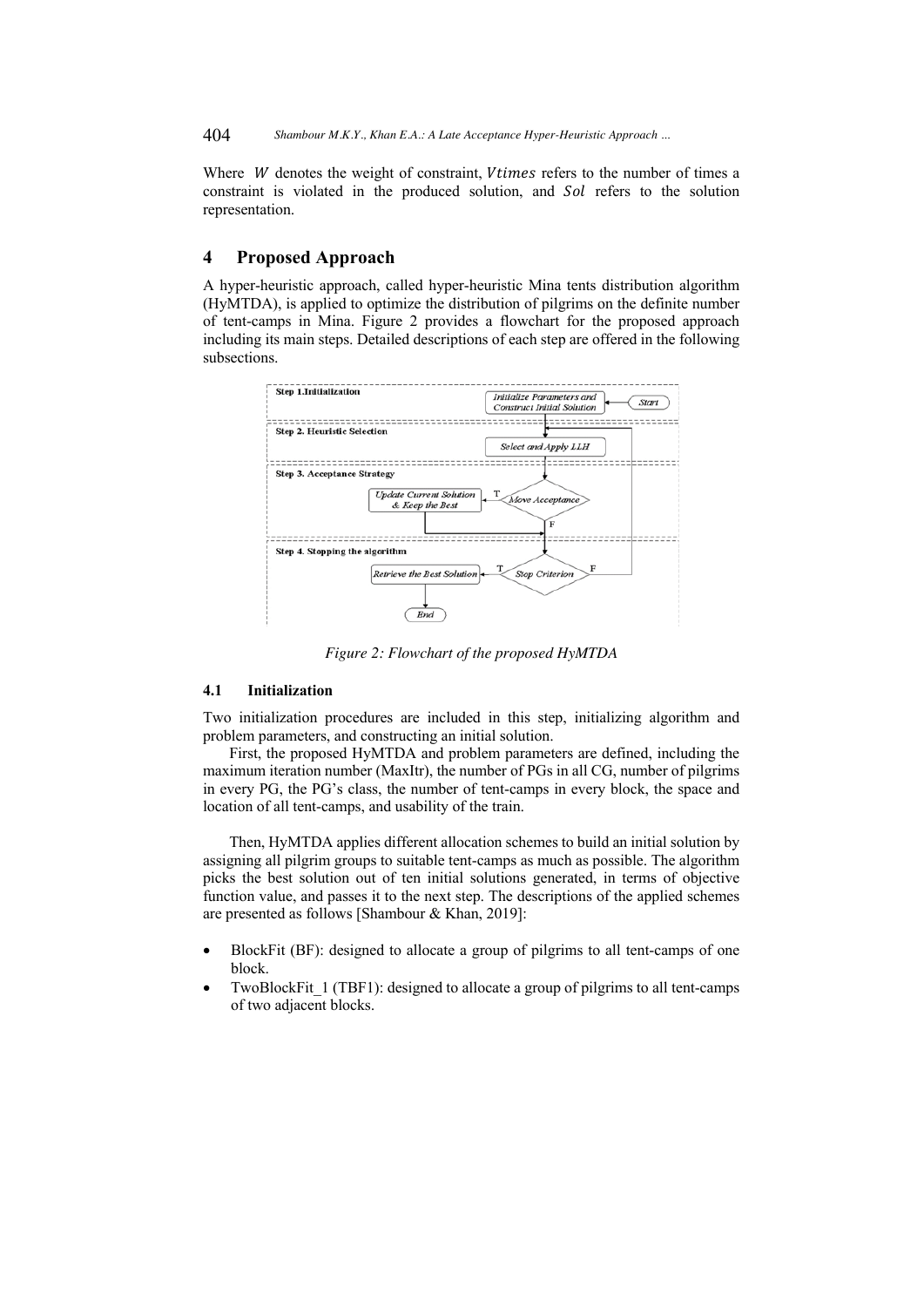Where $W$ denotes the weight of constraint, $Vtimes$ refers to the number of times a constraint is violated in the produced solution, and $Sol$ refers to the solution representation.

## 4 Proposed Approach

A hyper-heuristic approach, called hyper-heuristic Mina tents distribution algorithm (HyMTDA), is applied to optimize the distribution of pilgrims on the definite number of tent-camps in Mina. Figure 2 provides a flowchart for the proposed approach including its main steps. Detailed descriptions of each step are offered in the following subsections.

*Figure 2: Flowchart of the proposed HyMTDA*

### 4.1 Initialization

Two initialization procedures are included in this step, initializing algorithm and problem parameters, and constructing an initial solution.

First, the proposed HyMTDA and problem parameters are defined, including the maximum iteration number (MaxItr), the number of PGs in all CG, number of pilgrims in every PG, the PG's class, the number of tent-camps in every block, the space and location of all tent-camps, and usability of the train.

Then, HyMTDA applies different allocation schemes to build an initial solution by assigning all pilgrim groups to suitable tent-camps as much as possible. The algorithm picks the best solution out of ten initial solutions generated, in terms of objective function value, and passes it to the next step. The descriptions of the applied schemes are presented as follows [Shambour & Khan, 2019]:

- BlockFit (BF): designed to allocate a group of pilgrims to all tent-camps of one block.
- TwoBlockFit_1 (TBF1): designed to allocate a group of pilgrims to all tent-camps of two adjacent blocks.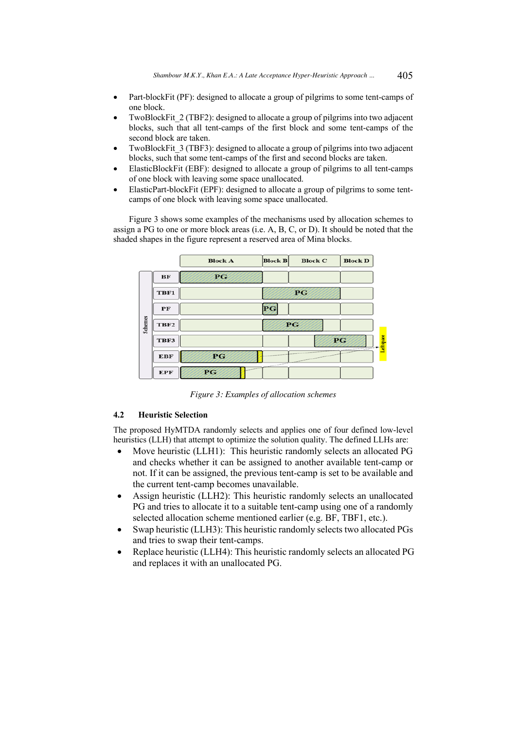- Part-blockFit (PF): designed to allocate a group of pilgrims to some tent-camps of one block.
- TwoBlockFit_2 (TBF2): designed to allocate a group of pilgrims into two adjacent blocks, such that all tent-camps of the first block and some tent-camps of the second block are taken.
- TwoBlockFit_3 (TBF3): designed to allocate a group of pilgrims into two adjacent blocks, such that some tent-camps of the first and second blocks are taken.
- ElasticBlockFit (EBF): designed to allocate a group of pilgrims to all tent-camps of one block with leaving some space unallocated.
- ElasticPart-blockFit (EPF): designed to allocate a group of pilgrims to some tent-camps of one block with leaving some space unallocated.

Figure 3 shows some examples of the mechanisms used by allocation schemes to assign a PG to one or more block areas (i.e. A, B, C, or D). It should be noted that the shaded shapes in the figure represent a reserved area of Mina blocks.

*Figure 3: Examples of allocation schemes*

### 4.2 Heuristic Selection

The proposed HyMTDA randomly selects and applies one of four defined low-level heuristics (LLH) that attempt to optimize the solution quality. The defined LLHs are:

- Move heuristic (LLH1): This heuristic randomly selects an allocated PG and checks whether it can be assigned to another available tent-camp or not. If it can be assigned, the previous tent-camp is set to be available and the current tent-camp becomes unavailable.
- Assign heuristic (LLH2): This heuristic randomly selects an unallocated PG and tries to allocate it to a suitable tent-camp using one of a randomly selected allocation scheme mentioned earlier (e.g. BF, TBF1, etc.).
- Swap heuristic (LLH3): This heuristic randomly selects two allocated PGs and tries to swap their tent-camps.
- Replace heuristic (LLH4): This heuristic randomly selects an allocated PG and replaces it with an unallocated PG.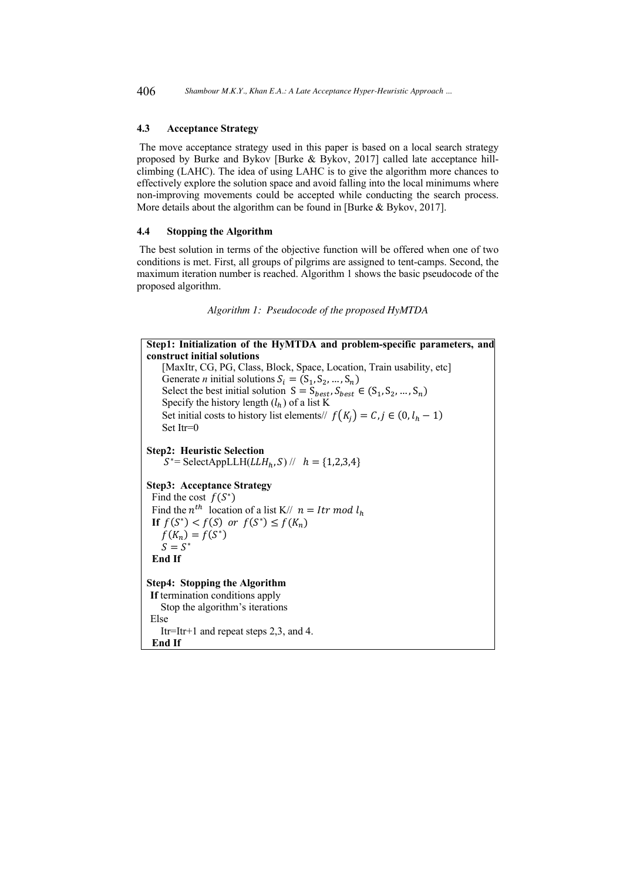### 4.3 Acceptance Strategy

The move acceptance strategy used in this paper is based on a local search strategy proposed by Burke and Bykov [Burke & Bykov, 2017] called late acceptance hill-climbing (LAHC). The idea of using LAHC is to give the algorithm more chances to effectively explore the solution space and avoid falling into the local minimums where non-improving movements could be accepted while conducting the search process. More details about the algorithm can be found in [Burke & Bykov, 2017].

### 4.4 Stopping the Algorithm

The best solution in terms of the objective function will be offered when one of two conditions is met. First, all groups of pilgrims are assigned to tent-camps. Second, the maximum iteration number is reached. Algorithm 1 shows the basic pseudocode of the proposed algorithm.

*Algorithm 1: Pseudocode of the proposed HyMTDA*

**Step1: Initialization of the HyMTDA and problem-specific parameters, and construct initial solutions**
- [MaxItr, CG, PG, Class, Block, Space, Location, Train usability, etc]
- Generate *n* initial solutions $S_i = (S_1, S_2, \ldots, S_n)$
- Select the best initial solution $S = S_{best}, S_{best} \in (S_1, S_2, \ldots, S_n)$
- Specify the history length ($l_h$) of a list K
- Set initial costs to history list elements// $f(K_j) = C, j \in (0, l_h - 1)$
- Set Itr=0

**Step2: Heuristic Selection**
- $S^*$= SelectAppLLH($LLH_h, S$) // $h = \{1,2,3,4\}$

**Step3: Acceptance Strategy**
- Find the cost $f(S^*)$
- Find the $n^{th}$ location of a list K// $n = Itr \ mod \ l_h$
- **If** $f(S^*) < f(S)$ *or* $f(S^*) \leq f(K_n)$
  - $f(K_n) = f(S^*)$
  - $S = S^*$
- **End If**

**Step4: Stopping the Algorithm**
- **If** termination conditions apply
  - Stop the algorithm's iterations
- Else
  - Itr=Itr+1 and repeat steps 2,3, and 4.
- **End If**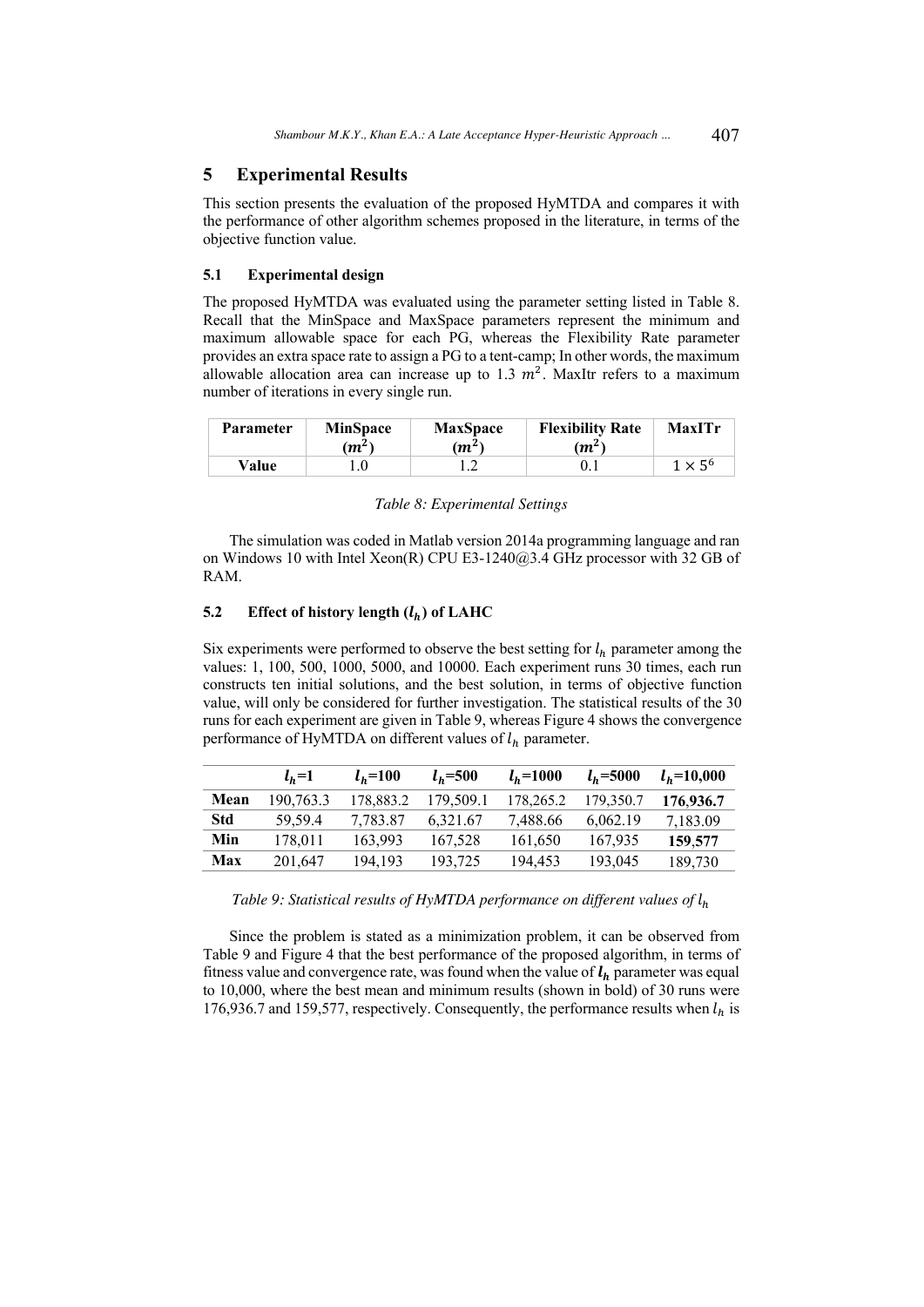## 5 Experimental Results

This section presents the evaluation of the proposed HyMTDA and compares it with the performance of other algorithm schemes proposed in the literature, in terms of the objective function value.

### 5.1 Experimental design

The proposed HyMTDA was evaluated using the parameter setting listed in Table 8. Recall that the MinSpace and MaxSpace parameters represent the minimum and maximum allowable space for each PG, whereas the Flexibility Rate parameter provides an extra space rate to assign a PG to a tent-camp; In other words, the maximum allowable allocation area can increase up to 1.3 $m^2$. MaxItr refers to a maximum number of iterations in every single run.

| **Parameter** | **MinSpace ($m^2$)** | **MaxSpace ($m^2$)** | **Flexibility Rate ($m^2$)** | **MaxITr** |
|---|---|---|---|---|
| **Value** | 1.0 | 1.2 | 0.1 | $1 \times 5^6$ |

*Table 8: Experimental Settings*

The simulation was coded in Matlab version 2014a programming language and ran on Windows 10 with Intel Xeon(R) CPU E3-1240@3.4 GHz processor with 32 GB of RAM.

### 5.2 Effect of history length ($l_h$) of LAHC

Six experiments were performed to observe the best setting for $l_h$ parameter among the values: 1, 100, 500, 1000, 5000, and 10000. Each experiment runs 30 times, each run constructs ten initial solutions, and the best solution, in terms of objective function value, will only be considered for further investigation. The statistical results of the 30 runs for each experiment are given in Table 9, whereas Figure 4 shows the convergence performance of HyMTDA on different values of $l_h$ parameter.

| | $l_h$=1 | $l_h$=100 | $l_h$=500 | $l_h$=1000 | $l_h$=5000 | $l_h$=10,000 |
|---|---|---|---|---|---|---|
| **Mean** | 190,763.3 | 178,883.2 | 179,509.1 | 178,265.2 | 179,350.7 | **176,936.7** |
| **Std** | 59,59.4 | 7,783.87 | 6,321.67 | 7,488.66 | 6,062.19 | 7,183.09 |
| **Min** | 178,011 | 163,993 | 167,528 | 161,650 | 167,935 | **159,577** |
| **Max** | 201,647 | 194,193 | 193,725 | 194,453 | 193,045 | 189,730 |

*Table 9: Statistical results of HyMTDA performance on different values of $l_h$*

Since the problem is stated as a minimization problem, it can be observed from Table 9 and Figure 4 that the best performance of the proposed algorithm, in terms of fitness value and convergence rate, was found when the value of $\boldsymbol{l_h}$ parameter was equal to 10,000, where the best mean and minimum results (shown in bold) of 30 runs were 176,936.7 and 159,577, respectively. Consequently, the performance results when $l_h$ is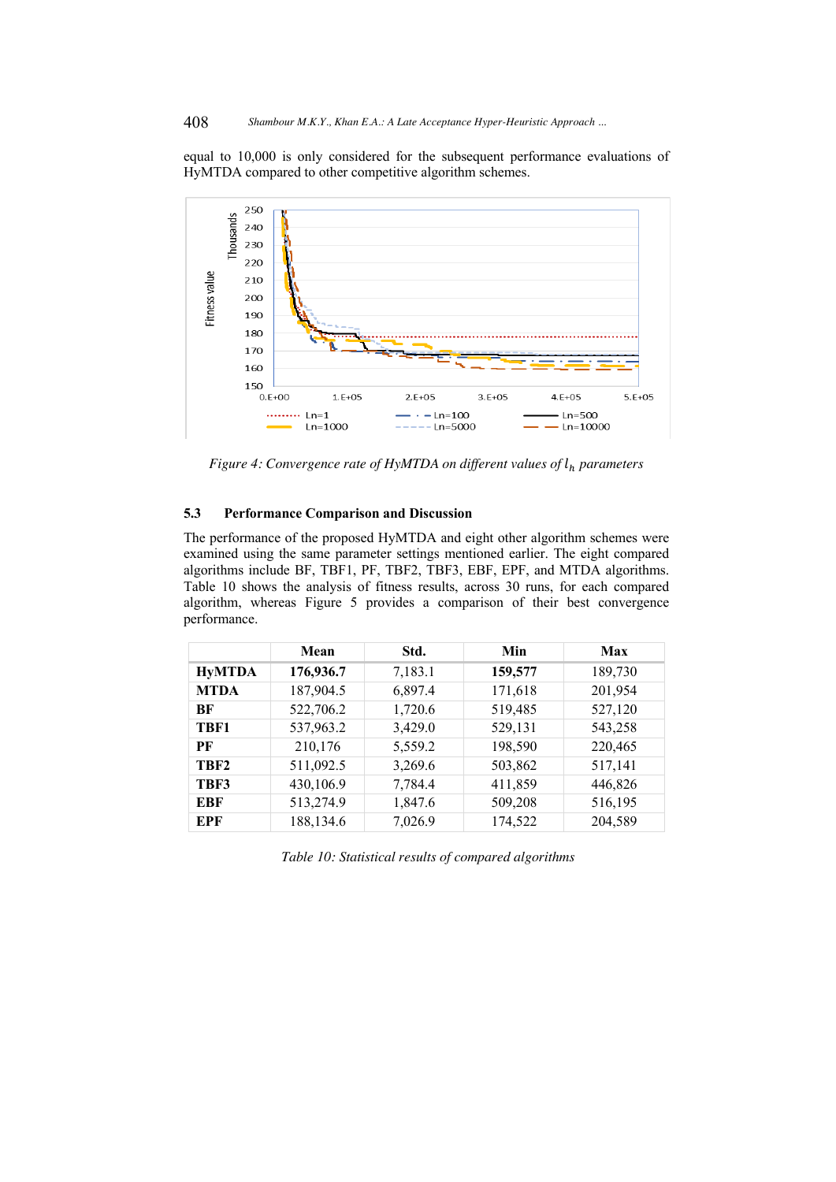equal to 10,000 is only considered for the subsequent performance evaluations of HyMTDA compared to other competitive algorithm schemes.

*Figure 4: Convergence rate of HyMTDA on different values of $l_h$ parameters*

### 5.3 Performance Comparison and Discussion

The performance of the proposed HyMTDA and eight other algorithm schemes were examined using the same parameter settings mentioned earlier. The eight compared algorithms include BF, TBF1, PF, TBF2, TBF3, EBF, EPF, and MTDA algorithms. Table 10 shows the analysis of fitness results, across 30 runs, for each compared algorithm, whereas Figure 5 provides a comparison of their best convergence performance.

| | Mean | Std. | Min | Max |
|---|---|---|---|---|
| **HyMTDA** | **176,936.7** | 7,183.1 | **159,577** | 189,730 |
| **MTDA** | 187,904.5 | 6,897.4 | 171,618 | 201,954 |
| **BF** | 522,706.2 | 1,720.6 | 519,485 | 527,120 |
| **TBF1** | 537,963.2 | 3,429.0 | 529,131 | 543,258 |
| **PF** | 210,176 | 5,559.2 | 198,590 | 220,465 |
| **TBF2** | 511,092.5 | 3,269.6 | 503,862 | 517,141 |
| **TBF3** | 430,106.9 | 7,784.4 | 411,859 | 446,826 |
| **EBF** | 513,274.9 | 1,847.6 | 509,208 | 516,195 |
| **EPF** | 188,134.6 | 7,026.9 | 174,522 | 204,589 |

*Table 10: Statistical results of compared algorithms*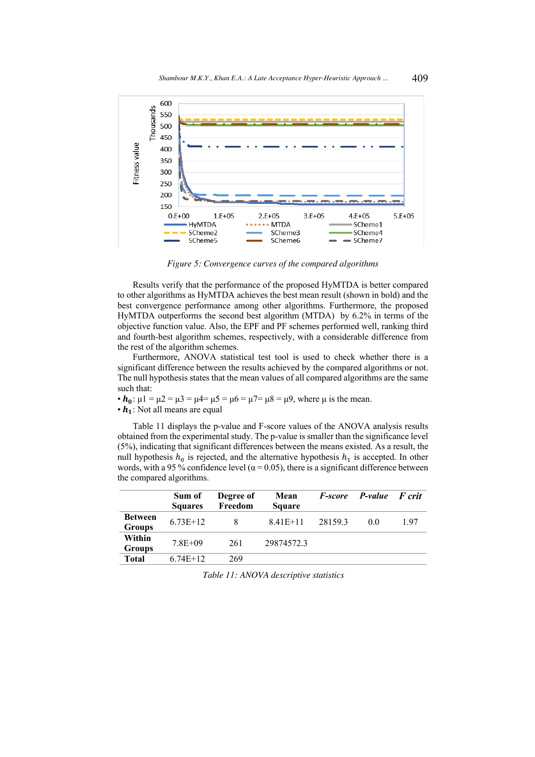Figure 5: Convergence curves of the compared algorithms

Results verify that the performance of the proposed HyMTDA is better compared to other algorithms as HyMTDA achieves the best mean result (shown in bold) and the best convergence performance among other algorithms. Furthermore, the proposed HyMTDA outperforms the second best algorithm (MTDA) by 6.2% in terms of the objective function value. Also, the EPF and PF schemes performed well, ranking third and fourth-best algorithm schemes, respectively, with a considerable difference from the rest of the algorithm schemes.

Furthermore, ANOVA statistical test tool is used to check whether there is a significant difference between the results achieved by the compared algorithms or not. The null hypothesis states that the mean values of all compared algorithms are the same such that:

- $\boldsymbol{h_0}$: μ1 = μ2 = μ3 = μ4= μ5 = μ6 = μ7= μ8 = μ9, where μ is the mean.
- $\boldsymbol{h_1}$: Not all means are equal

Table 11 displays the p-value and F-score values of the ANOVA analysis results obtained from the experimental study. The p-value is smaller than the significance level (5%), indicating that significant differences between the means existed. As a result, the null hypothesis $h_0$ is rejected, and the alternative hypothesis $h_1$ is accepted. In other words, with a 95 % confidence level (α = 0.05), there is a significant difference between the compared algorithms.

| | Sum of Squares | Degree of Freedom | Mean Square | *F-score* | *P-value* | *F crit* |
|---|---|---|---|---|---|---|
| **Between Groups** | 6.73E+12 | 8 | 8.41E+11 | 28159.3 | 0.0 | 1.97 |
| **Within Groups** | 7.8E+09 | 261 | 29874572.3 | | | |
| **Total** | 6.74E+12 | 269 | | | | |

Table 11: ANOVA descriptive statistics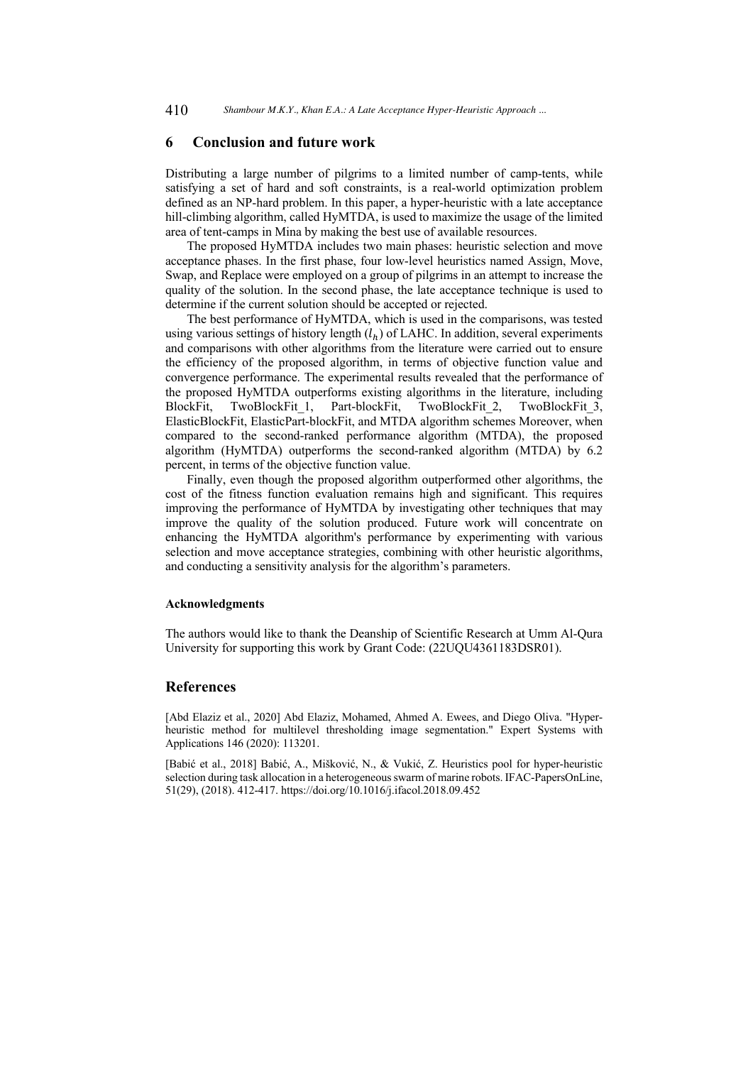## 6 Conclusion and future work

Distributing a large number of pilgrims to a limited number of camp-tents, while satisfying a set of hard and soft constraints, is a real-world optimization problem defined as an NP-hard problem. In this paper, a hyper-heuristic with a late acceptance hill-climbing algorithm, called HyMTDA, is used to maximize the usage of the limited area of tent-camps in Mina by making the best use of available resources.

The proposed HyMTDA includes two main phases: heuristic selection and move acceptance phases. In the first phase, four low-level heuristics named Assign, Move, Swap, and Replace were employed on a group of pilgrims in an attempt to increase the quality of the solution. In the second phase, the late acceptance technique is used to determine if the current solution should be accepted or rejected.

The best performance of HyMTDA, which is used in the comparisons, was tested using various settings of history length ($l_h$) of LAHC. In addition, several experiments and comparisons with other algorithms from the literature were carried out to ensure the efficiency of the proposed algorithm, in terms of objective function value and convergence performance. The experimental results revealed that the performance of the proposed HyMTDA outperforms existing algorithms in the literature, including BlockFit, TwoBlockFit_1, Part-blockFit, TwoBlockFit_2, TwoBlockFit_3, ElasticBlockFit, ElasticPart-blockFit, and MTDA algorithm schemes Moreover, when compared to the second-ranked performance algorithm (MTDA), the proposed algorithm (HyMTDA) outperforms the second-ranked algorithm (MTDA) by 6.2 percent, in terms of the objective function value.

Finally, even though the proposed algorithm outperformed other algorithms, the cost of the fitness function evaluation remains high and significant. This requires improving the performance of HyMTDA by investigating other techniques that may improve the quality of the solution produced. Future work will concentrate on enhancing the HyMTDA algorithm's performance by experimenting with various selection and move acceptance strategies, combining with other heuristic algorithms, and conducting a sensitivity analysis for the algorithm's parameters.

#### Acknowledgments

The authors would like to thank the Deanship of Scientific Research at Umm Al-Qura University for supporting this work by Grant Code: (22UQU4361183DSR01).

## References

[Abd Elaziz et al., 2020] Abd Elaziz, Mohamed, Ahmed A. Ewees, and Diego Oliva. "Hyper-heuristic method for multilevel thresholding image segmentation." Expert Systems with Applications 146 (2020): 113201.

[Babić et al., 2018] Babić, A., Mišković, N., & Vukić, Z. Heuristics pool for hyper-heuristic selection during task allocation in a heterogeneous swarm of marine robots. IFAC-PapersOnLine, 51(29), (2018). 412-417. https://doi.org/10.1016/j.ifacol.2018.09.452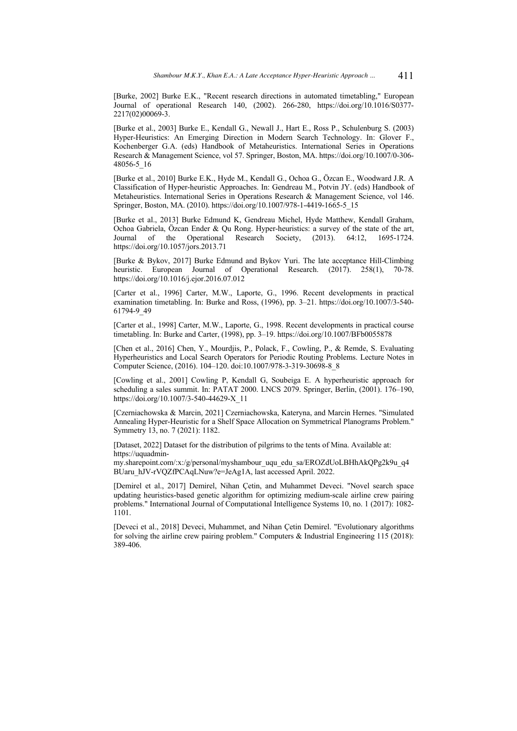[Burke, 2002] Burke E.K., "Recent research directions in automated timetabling," European Journal of operational Research 140, (2002). 266-280, https://doi.org/10.1016/S0377-2217(02)00069-3.

[Burke et al., 2003] Burke E., Kendall G., Newall J., Hart E., Ross P., Schulenburg S. (2003) Hyper-Heuristics: An Emerging Direction in Modern Search Technology. In: Glover F., Kochenberger G.A. (eds) Handbook of Metaheuristics. International Series in Operations Research & Management Science, vol 57. Springer, Boston, MA. https://doi.org/10.1007/0-306-48056-5_16

[Burke et al., 2010] Burke E.K., Hyde M., Kendall G., Ochoa G., Özcan E., Woodward J.R. A Classification of Hyper-heuristic Approaches. In: Gendreau M., Potvin JY. (eds) Handbook of Metaheuristics. International Series in Operations Research & Management Science, vol 146. Springer, Boston, MA. (2010). https://doi.org/10.1007/978-1-4419-1665-5_15

[Burke et al., 2013] Burke Edmund K, Gendreau Michel, Hyde Matthew, Kendall Graham, Ochoa Gabriela, Özcan Ender & Qu Rong. Hyper-heuristics: a survey of the state of the art, Journal of the Operational Research Society, (2013). 64:12, 1695-1724. https://doi.org/10.1057/jors.2013.71

[Burke & Bykov, 2017] Burke Edmund and Bykov Yuri. The late acceptance Hill-Climbing heuristic. European Journal of Operational Research. (2017). 258(1), 70-78. https://doi.org/10.1016/j.ejor.2016.07.012

[Carter et al., 1996] Carter, M.W., Laporte, G., 1996. Recent developments in practical examination timetabling. In: Burke and Ross, (1996), pp. 3–21. https://doi.org/10.1007/3-540-61794-9_49

[Carter et al., 1998] Carter, M.W., Laporte, G., 1998. Recent developments in practical course timetabling. In: Burke and Carter, (1998), pp. 3–19. https://doi.org/10.1007/BFb0055878

[Chen et al., 2016] Chen, Y., Mourdjis, P., Polack, F., Cowling, P., & Remde, S. Evaluating Hyperheuristics and Local Search Operators for Periodic Routing Problems. Lecture Notes in Computer Science, (2016). 104–120. doi:10.1007/978-3-319-30698-8_8

[Cowling et al., 2001] Cowling P, Kendall G, Soubeiga E. A hyperheuristic approach for scheduling a sales summit. In: PATAT 2000. LNCS 2079. Springer, Berlin, (2001). 176–190, https://doi.org/10.1007/3-540-44629-X_11

[Czerniachowska & Marcin, 2021] Czerniachowska, Kateryna, and Marcin Hernes. "Simulated Annealing Hyper-Heuristic for a Shelf Space Allocation on Symmetrical Planograms Problem." Symmetry 13, no. 7 (2021): 1182.

[Dataset, 2022] Dataset for the distribution of pilgrims to the tents of Mina. Available at: https://uquadmin-my.sharepoint.com/:x:/g/personal/myshambour_uqu_edu_sa/EROZdUoLBHhAkQPg2k9u_q4BUaru_hJV-rVQZfPCAqLNuw?e=JeAg1A, last accessed April. 2022.

[Demirel et al., 2017] Demirel, Nihan Çetin, and Muhammet Deveci. "Novel search space updating heuristics-based genetic algorithm for optimizing medium-scale airline crew pairing problems." International Journal of Computational Intelligence Systems 10, no. 1 (2017): 1082-1101.

[Deveci et al., 2018] Deveci, Muhammet, and Nihan Çetin Demirel. "Evolutionary algorithms for solving the airline crew pairing problem." Computers & Industrial Engineering 115 (2018): 389-406.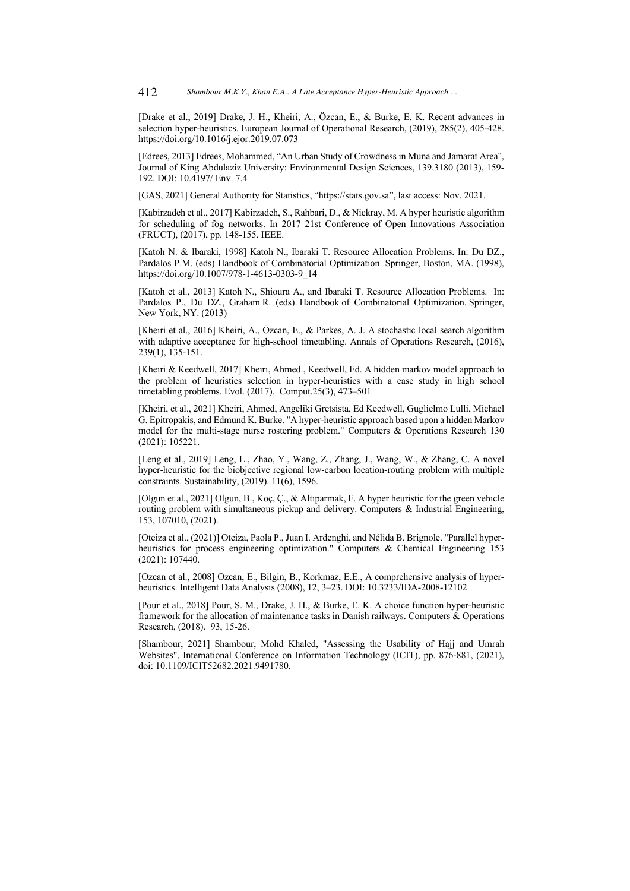[Drake et al., 2019] Drake, J. H., Kheiri, A., Özcan, E., & Burke, E. K. Recent advances in selection hyper-heuristics. European Journal of Operational Research, (2019), 285(2), 405-428. https://doi.org/10.1016/j.ejor.2019.07.073

[Edrees, 2013] Edrees, Mohammed, "An Urban Study of Crowdness in Muna and Jamarat Area", Journal of King Abdulaziz University: Environmental Design Sciences, 139.3180 (2013), 159-192. DOI: 10.4197/ Env. 7.4

[GAS, 2021] General Authority for Statistics, "https://stats.gov.sa", last access: Nov. 2021.

[Kabirzadeh et al., 2017] Kabirzadeh, S., Rahbari, D., & Nickray, M. A hyper heuristic algorithm for scheduling of fog networks. In 2017 21st Conference of Open Innovations Association (FRUCT), (2017), pp. 148-155. IEEE.

[Katoh N. & Ibaraki, 1998] Katoh N., Ibaraki T. Resource Allocation Problems. In: Du DZ., Pardalos P.M. (eds) Handbook of Combinatorial Optimization. Springer, Boston, MA. (1998), https://doi.org/10.1007/978-1-4613-0303-9_14

[Katoh et al., 2013] Katoh N., Shioura A., and Ibaraki T. Resource Allocation Problems. In: Pardalos P., Du DZ., Graham R. (eds). Handbook of Combinatorial Optimization. Springer, New York, NY. (2013)

[Kheiri et al., 2016] Kheiri, A., Özcan, E., & Parkes, A. J. A stochastic local search algorithm with adaptive acceptance for high-school timetabling. Annals of Operations Research, (2016), 239(1), 135-151.

[Kheiri & Keedwell, 2017] Kheiri, Ahmed., Keedwell, Ed. A hidden markov model approach to the problem of heuristics selection in hyper-heuristics with a case study in high school timetabling problems. Evol. (2017). Comput.25(3), 473–501

[Kheiri, et al., 2021] Kheiri, Ahmed, Angeliki Gretsista, Ed Keedwell, Guglielmo Lulli, Michael G. Epitropakis, and Edmund K. Burke. "A hyper-heuristic approach based upon a hidden Markov model for the multi-stage nurse rostering problem." Computers & Operations Research 130 (2021): 105221.

[Leng et al., 2019] Leng, L., Zhao, Y., Wang, Z., Zhang, J., Wang, W., & Zhang, C. A novel hyper-heuristic for the biobjective regional low-carbon location-routing problem with multiple constraints. Sustainability, (2019). 11(6), 1596.

[Olgun et al., 2021] Olgun, B., Koç, Ç., & Altıparmak, F. A hyper heuristic for the green vehicle routing problem with simultaneous pickup and delivery. Computers & Industrial Engineering, 153, 107010, (2021).

[Oteiza et al., (2021)] Oteiza, Paola P., Juan I. Ardenghi, and Nélida B. Brignole. "Parallel hyper-heuristics for process engineering optimization." Computers & Chemical Engineering 153 (2021): 107440.

[Ozcan et al., 2008] Ozcan, E., Bilgin, B., Korkmaz, E.E., A comprehensive analysis of hyper-heuristics. Intelligent Data Analysis (2008), 12, 3–23. DOI: 10.3233/IDA-2008-12102

[Pour et al., 2018] Pour, S. M., Drake, J. H., & Burke, E. K. A choice function hyper-heuristic framework for the allocation of maintenance tasks in Danish railways. Computers & Operations Research, (2018). 93, 15-26.

[Shambour, 2021] Shambour, Mohd Khaled, "Assessing the Usability of Hajj and Umrah Websites", International Conference on Information Technology (ICIT), pp. 876-881, (2021), doi: 10.1109/ICIT52682.2021.9491780.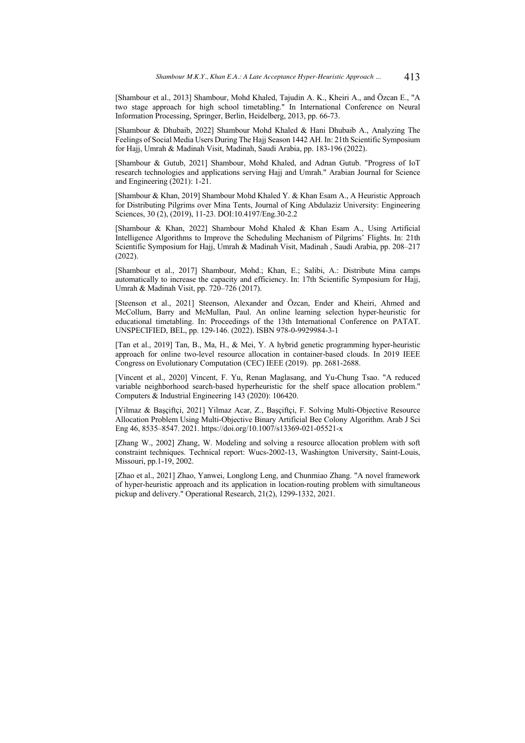[Shambour et al., 2013] Shambour, Mohd Khaled, Tajudin A. K., Kheiri A., and Özcan E., "A two stage approach for high school timetabling." In International Conference on Neural Information Processing, Springer, Berlin, Heidelberg, 2013, pp. 66-73.

[Shambour & Dhubaib, 2022] Shambour Mohd Khaled & Hani Dhubaib A., Analyzing The Feelings of Social Media Users During The Hajj Season 1442 AH. In: 21th Scientific Symposium for Hajj, Umrah & Madinah Visit, Madinah, Saudi Arabia, pp. 183-196 (2022).

[Shambour & Gutub, 2021] Shambour, Mohd Khaled, and Adnan Gutub. "Progress of IoT research technologies and applications serving Hajj and Umrah." Arabian Journal for Science and Engineering (2021): 1-21.

[Shambour & Khan, 2019] Shambour Mohd Khaled Y. & Khan Esam A., A Heuristic Approach for Distributing Pilgrims over Mina Tents, Journal of King Abdulaziz University: Engineering Sciences, 30 (2), (2019), 11-23. DOI:10.4197/Eng.30-2.2

[Shambour & Khan, 2022] Shambour Mohd Khaled & Khan Esam A., Using Artificial Intelligence Algorithms to Improve the Scheduling Mechanism of Pilgrims' Flights. In: 21th Scientific Symposium for Hajj, Umrah & Madinah Visit, Madinah , Saudi Arabia, pp. 208–217 (2022).

[Shambour et al., 2017] Shambour, Mohd.; Khan, E.; Salibi, A.: Distribute Mina camps automatically to increase the capacity and efficiency. In: 17th Scientific Symposium for Hajj, Umrah & Madinah Visit, pp. 720–726 (2017).

[Steenson et al., 2021] Steenson, Alexander and Özcan, Ender and Kheiri, Ahmed and McCollum, Barry and McMullan, Paul. An online learning selection hyper-heuristic for educational timetabling. In: Proceedings of the 13th International Conference on PATAT. UNSPECIFIED, BEL, pp. 129-146. (2022). ISBN 978-0-9929984-3-1

[Tan et al., 2019] Tan, B., Ma, H., & Mei, Y. A hybrid genetic programming hyper-heuristic approach for online two-level resource allocation in container-based clouds. In 2019 IEEE Congress on Evolutionary Computation (CEC) IEEE (2019). pp. 2681-2688.

[Vincent et al., 2020] Vincent, F. Yu, Renan Maglasang, and Yu-Chung Tsao. "A reduced variable neighborhood search-based hyperheuristic for the shelf space allocation problem." Computers & Industrial Engineering 143 (2020): 106420.

[Yilmaz & Başçiftçi, 2021] Yilmaz Acar, Z., Başçiftçi, F. Solving Multi-Objective Resource Allocation Problem Using Multi-Objective Binary Artificial Bee Colony Algorithm. Arab J Sci Eng 46, 8535–8547. 2021. https://doi.org/10.1007/s13369-021-05521-x

[Zhang W., 2002] Zhang, W. Modeling and solving a resource allocation problem with soft constraint techniques. Technical report: Wucs-2002-13, Washington University, Saint-Louis, Missouri, pp.1-19, 2002.

[Zhao et al., 2021] Zhao, Yanwei, Longlong Leng, and Chunmiao Zhang. "A novel framework of hyper-heuristic approach and its application in location-routing problem with simultaneous pickup and delivery." Operational Research, 21(2), 1299-1332, 2021.